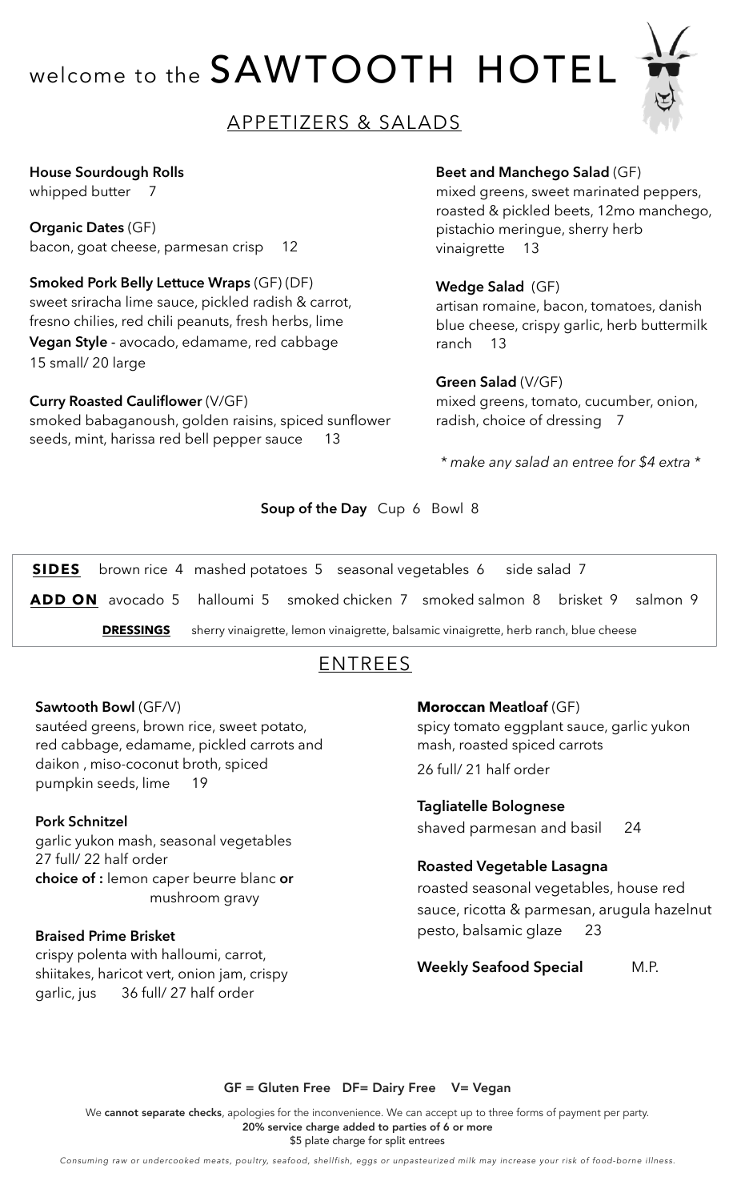# welcome to the SAWTOOTH HOTEL

## APPETIZERS & SALADS

**House Sourdough Rolls**
whipped butter 7

**Organic Dates** (GF)
bacon, goat cheese, parmesan crisp 12

**Smoked Pork Belly Lettuce Wraps** (GF) (DF)
sweet sriracha lime sauce, pickled radish & carrot, fresno chilies, red chili peanuts, fresh herbs, lime
**Vegan Style** - avocado, edamame, red cabbage
15 small/ 20 large

**Curry Roasted Cauliflower** (V/GF)
smoked babaganoush, golden raisins, spiced sunflower seeds, mint, harissa red bell pepper sauce 13

**Beet and Manchego Salad** (GF)
mixed greens, sweet marinated peppers, roasted & pickled beets, 12mo manchego, pistachio meringue, sherry herb vinaigrette 13

**Wedge Salad** (GF)
artisan romaine, bacon, tomatoes, danish blue cheese, crispy garlic, herb buttermilk ranch 13

**Green Salad** (V/GF)
mixed greens, tomato, cucumber, onion, radish, choice of dressing 7

*\* make any salad an entree for $4 extra \**

**Soup of the Day** Cup 6 Bowl 8

**SIDES** brown rice 4 mashed potatoes 5 seasonal vegetables 6 side salad 7

**ADD ON** avocado 5 halloumi 5 smoked chicken 7 smoked salmon 8 brisket 9 salmon 9

**DRESSINGS** sherry vinaigrette, lemon vinaigrette, balsamic vinaigrette, herb ranch, blue cheese

## ENTREES

**Sawtooth Bowl** (GF/V)
sautéed greens, brown rice, sweet potato, red cabbage, edamame, pickled carrots and daikon , miso-coconut broth, spiced pumpkin seeds, lime 19

**Pork Schnitzel**
garlic yukon mash, seasonal vegetables
27 full/ 22 half order
**choice of :** lemon caper beurre blanc **or** mushroom gravy

**Braised Prime Brisket**
crispy polenta with halloumi, carrot, shiitakes, haricot vert, onion jam, crispy garlic, jus 36 full/ 27 half order

**Moroccan Meatloaf** (GF)
spicy tomato eggplant sauce, garlic yukon mash, roasted spiced carrots
26 full/ 21 half order

**Tagliatelle Bolognese**
shaved parmesan and basil 24

**Roasted Vegetable Lasagna**
roasted seasonal vegetables, house red sauce, ricotta & parmesan, arugula hazelnut pesto, balsamic glaze 23

**Weekly Seafood Special** M.P.

**GF = Gluten Free DF= Dairy Free V= Vegan**

We **cannot separate checks**, apologies for the inconvenience. We can accept up to three forms of payment per party.
**20% service charge added to parties of 6 or more**
$5 plate charge for split entrees

*Consuming raw or undercooked meats, poultry, seafood, shellfish, eggs or unpasteurized milk may increase your risk of food-borne illness.*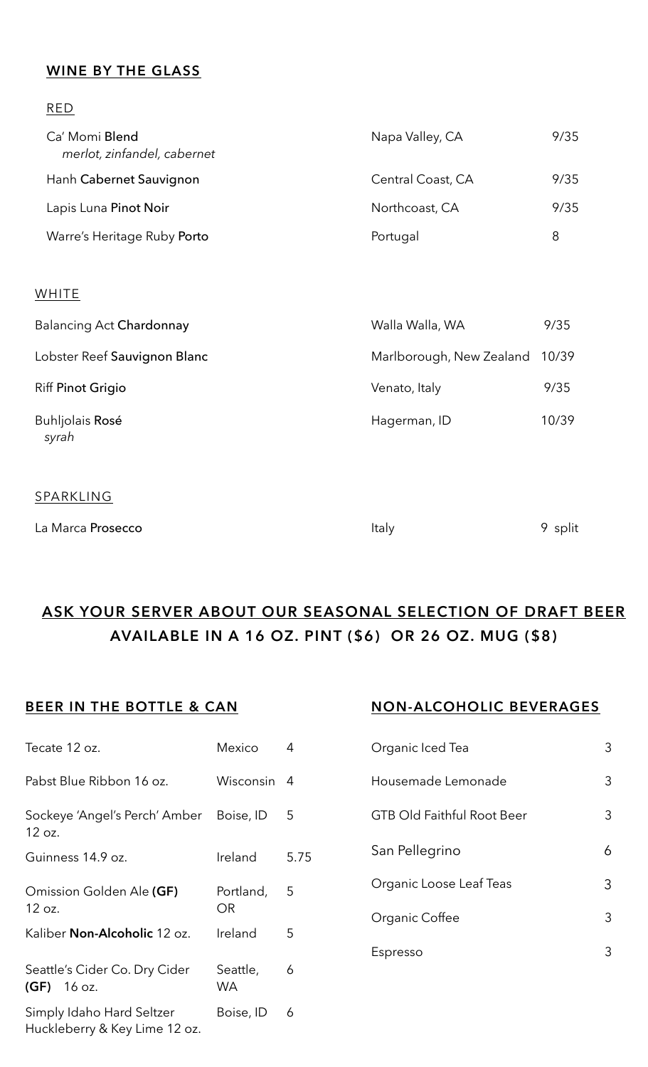## WINE BY THE GLASS

### RED

| | | |
|---|---|---|
| Ca' Momi **Blend** *merlot, zinfandel, cabernet* | Napa Valley, CA | 9/35 |
| Hanh **Cabernet Sauvignon** | Central Coast, CA | 9/35 |
| Lapis Luna **Pinot Noir** | Northcoast, CA | 9/35 |
| Warre's Heritage Ruby **Porto** | Portugal | 8 |

### WHITE

| | | |
|---|---|---|
| Balancing Act **Chardonnay** | Walla Walla, WA | 9/35 |
| Lobster Reef **Sauvignon Blanc** | Marlborough, New Zealand | 10/39 |
| Riff **Pinot Grigio** | Venato, Italy | 9/35 |
| Buhljolais **Rosé** *syrah* | Hagerman, ID | 10/39 |

### SPARKLING

| | | |
|---|---|---|
| La Marca **Prosecco** | Italy | 9 split |

## ASK YOUR SERVER ABOUT OUR SEASONAL SELECTION OF DRAFT BEER
**AVAILABLE IN A 16 OZ. PINT ($6) OR 26 OZ. MUG ($8)**

## BEER IN THE BOTTLE & CAN

| | | |
|---|---|---|
| Tecate 12 oz. | Mexico | 4 |
| Pabst Blue Ribbon 16 oz. | Wisconsin | 4 |
| Sockeye 'Angel's Perch' Amber 12 oz. | Boise, ID | 5 |
| Guinness 14.9 oz. | Ireland | 5.75 |
| Omission Golden Ale **(GF)** 12 oz. | Portland, OR | 5 |
| Kaliber **Non-Alcoholic** 12 oz. | Ireland | 5 |
| Seattle's Cider Co. Dry Cider **(GF)** 16 oz. | Seattle, WA | 6 |
| Simply Idaho Hard Seltzer Huckleberry & Key Lime 12 oz. | Boise, ID | 6 |

## NON-ALCOHOLIC BEVERAGES

| | |
|---|---|
| Organic Iced Tea | 3 |
| Housemade Lemonade | 3 |
| GTB Old Faithful Root Beer | 3 |
| San Pellegrino | 6 |
| Organic Loose Leaf Teas | 3 |
| Organic Coffee | 3 |
| Espresso | 3 |